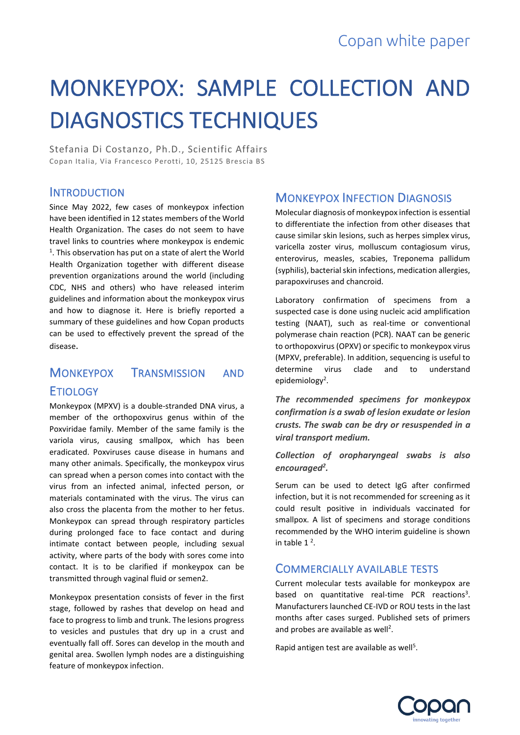# MONKEYPOX: SAMPLE COLLECTION AND DIAGNOSTICS TECHNIQUES

Stefania Di Costanzo, Ph.D., Scientific Affairs
Copan Italia, Via Francesco Perotti, 10, 25125 Brescia BS

## Introduction

Since May 2022, few cases of monkeypox infection have been identified in 12 states members of the World Health Organization. The cases do not seem to have travel links to countries where monkeypox is endemic [1]. This observation has put on a state of alert the World Health Organization together with different disease prevention organizations around the world (including CDC, NHS and others) who have released interim guidelines and information about the monkeypox virus and how to diagnose it. Here is briefly reported a summary of these guidelines and how Copan products can be used to effectively prevent the spread of the disease.

## Monkeypox Transmission and Etiology

Monkeypox (MPXV) is a double-stranded DNA virus, a member of the orthopoxvirus genus within of the Poxviridae family. Member of the same family is the variola virus, causing smallpox, which has been eradicated. Poxviruses cause disease in humans and many other animals. Specifically, the monkeypox virus can spread when a person comes into contact with the virus from an infected animal, infected person, or materials contaminated with the virus. The virus can also cross the placenta from the mother to her fetus. Monkeypox can spread through respiratory particles during prolonged face to face contact and during intimate contact between people, including sexual activity, where parts of the body with sores come into contact. It is to be clarified if monkeypox can be transmitted through vaginal fluid or semen2.

Monkeypox presentation consists of fever in the first stage, followed by rashes that develop on head and face to progress to limb and trunk. The lesions progress to vesicles and pustules that dry up in a crust and eventually fall off. Sores can develop in the mouth and genital area. Swollen lymph nodes are a distinguishing feature of monkeypox infection.

## Monkeypox Infection Diagnosis

Molecular diagnosis of monkeypox infection is essential to differentiate the infection from other diseases that cause similar skin lesions, such as herpes simplex virus, varicella zoster virus, molluscum contagiosum virus, enterovirus, measles, scabies, Treponema pallidum (syphilis), bacterial skin infections, medication allergies, parapoxviruses and chancroid.

Laboratory confirmation of specimens from a suspected case is done using nucleic acid amplification testing (NAAT), such as real-time or conventional polymerase chain reaction (PCR). NAAT can be generic to orthopoxvirus (OPXV) or specific to monkeypox virus (MPXV, preferable). In addition, sequencing is useful to determine virus clade and to understand epidemiology[2].

***The recommended specimens for monkeypox confirmation is a swab of lesion exudate or lesion crusts. The swab can be dry or resuspended in a viral transport medium.***

***Collection of oropharyngeal swabs is also encouraged[2].***

Serum can be used to detect IgG after confirmed infection, but it is not recommended for screening as it could result positive in individuals vaccinated for smallpox. A list of specimens and storage conditions recommended by the WHO interim guideline is shown in table 1 [2].

## Commercially Available Tests

Current molecular tests available for monkeypox are based on quantitative real-time PCR reactions[3]. Manufacturers launched CE-IVD or ROU tests in the last months after cases surged. Published sets of primers and probes are available as well[2].

Rapid antigen test are available as well[5].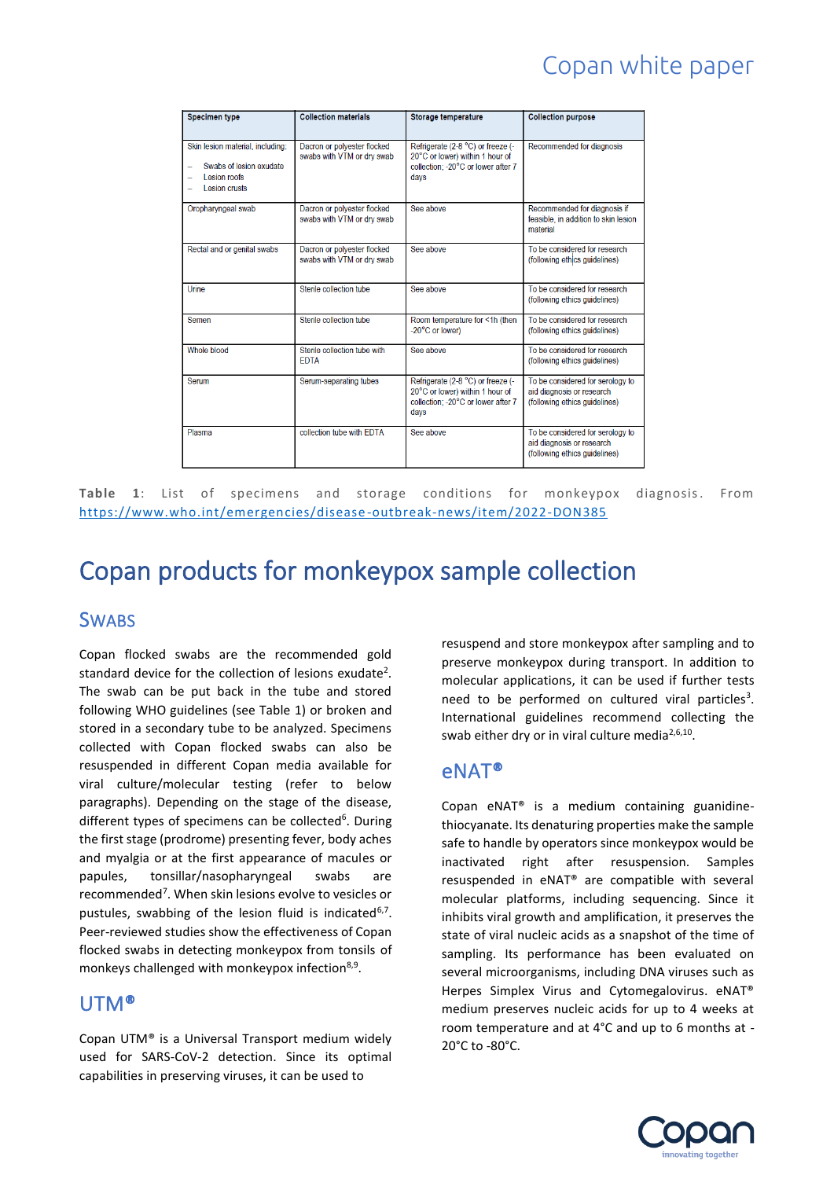| Specimen type | Collection materials | Storage temperature | Collection purpose |
|---|---|---|---|
| Skin lesion material, including: – Swabs of lesion exudate – Lesion roofs – Lesion crusts | Dacron or polyester flocked swabs with VTM or dry swab | Refrigerate (2-8 °C) or freeze (-20°C or lower) within 1 hour of collection; -20°C or lower after 7 days | Recommended for diagnosis |
| Oropharyngeal swab | Dacron or polyester flocked swabs with VTM or dry swab | See above | Recommended for diagnosis if feasible, in addition to skin lesion material |
| Rectal and or genital swabs | Dacron or polyester flocked swabs with VTM or dry swab | See above | To be considered for research (following ethics guidelines) |
| Urine | Sterile collection tube | See above | To be considered for research (following ethics guidelines) |
| Semen | Sterile collection tube | Room temperature for <1h (then -20°C or lower) | To be considered for research (following ethics guidelines) |
| Whole blood | Sterile collection tube with EDTA | See above | To be considered for research (following ethics guidelines) |
| Serum | Serum-separating tubes | Refrigerate (2-8 °C) or freeze (-20°C or lower) within 1 hour of collection; -20°C or lower after 7 days | To be considered for serology to aid diagnosis or research (following ethics guidelines) |
| Plasma | collection tube with EDTA | See above | To be considered for serology to aid diagnosis or research (following ethics guidelines) |

**Table 1**: List of specimens and storage conditions for monkeypox diagnosis. From https://www.who.int/emergencies/disease-outbreak-news/item/2022-DON385

# Copan products for monkeypox sample collection

## Swabs

Copan flocked swabs are the recommended gold standard device for the collection of lesions exudate[2]. The swab can be put back in the tube and stored following WHO guidelines (see Table 1) or broken and stored in a secondary tube to be analyzed. Specimens collected with Copan flocked swabs can also be resuspended in different Copan media available for viral culture/molecular testing (refer to below paragraphs). Depending on the stage of the disease, different types of specimens can be collected[6]. During the first stage (prodrome) presenting fever, body aches and myalgia or at the first appearance of macules or papules, tonsillar/nasopharyngeal swabs are recommended[7]. When skin lesions evolve to vesicles or pustules, swabbing of the lesion fluid is indicated[6,7]. Peer-reviewed studies show the effectiveness of Copan flocked swabs in detecting monkeypox from tonsils of monkeys challenged with monkeypox infection[8,9].

## UTM®

Copan UTM® is a Universal Transport medium widely used for SARS-CoV-2 detection. Since its optimal capabilities in preserving viruses, it can be used to resuspend and store monkeypox after sampling and to preserve monkeypox during transport. In addition to molecular applications, it can be used if further tests need to be performed on cultured viral particles[3]. International guidelines recommend collecting the swab either dry or in viral culture media[2,6,10].

## eNAT®

Copan eNAT® is a medium containing guanidine-thiocyanate. Its denaturing properties make the sample safe to handle by operators since monkeypox would be inactivated right after resuspension. Samples resuspended in eNAT® are compatible with several molecular platforms, including sequencing. Since it inhibits viral growth and amplification, it preserves the state of viral nucleic acids as a snapshot of the time of sampling. Its performance has been evaluated on several microorganisms, including DNA viruses such as Herpes Simplex Virus and Cytomegalovirus. eNAT® medium preserves nucleic acids for up to 4 weeks at room temperature and at 4°C and up to 6 months at -20°C to -80°C.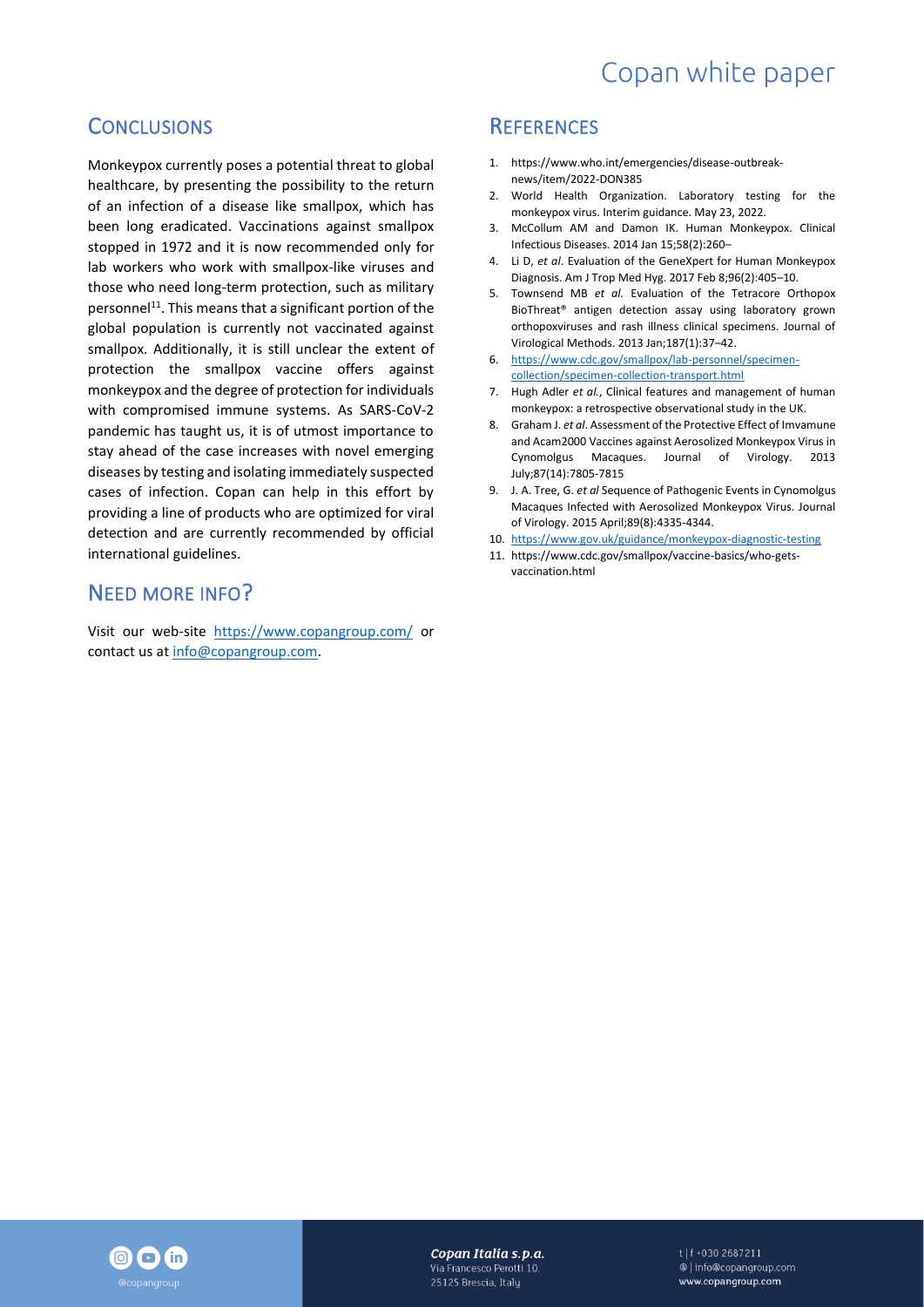## Conclusions

Monkeypox currently poses a potential threat to global healthcare, by presenting the possibility to the return of an infection of a disease like smallpox, which has been long eradicated. Vaccinations against smallpox stopped in 1972 and it is now recommended only for lab workers who work with smallpox-like viruses and those who need long-term protection, such as military personnel[11]. This means that a significant portion of the global population is currently not vaccinated against smallpox. Additionally, it is still unclear the extent of protection the smallpox vaccine offers against monkeypox and the degree of protection for individuals with compromised immune systems. As SARS-CoV-2 pandemic has taught us, it is of utmost importance to stay ahead of the case increases with novel emerging diseases by testing and isolating immediately suspected cases of infection. Copan can help in this effort by providing a line of products who are optimized for viral detection and are currently recommended by official international guidelines.

## Need more info?

Visit our web-site https://www.copangroup.com/ or contact us at info@copangroup.com.

## References

1. https://www.who.int/emergencies/disease-outbreak-news/item/2022-DON385
2. World Health Organization. Laboratory testing for the monkeypox virus. Interim guidance. May 23, 2022.
3. McCollum AM and Damon IK. Human Monkeypox. Clinical Infectious Diseases. 2014 Jan 15;58(2):260–
4. Li D, *et al*. Evaluation of the GeneXpert for Human Monkeypox Diagnosis. Am J Trop Med Hyg. 2017 Feb 8;96(2):405–10.
5. Townsend MB *et al.* Evaluation of the Tetracore Orthopox BioThreat® antigen detection assay using laboratory grown orthopoxviruses and rash illness clinical specimens. Journal of Virological Methods. 2013 Jan;187(1):37–42.
6. https://www.cdc.gov/smallpox/lab-personnel/specimen-collection/specimen-collection-transport.html
7. Hugh Adler *et al.*, Clinical features and management of human monkeypox: a retrospective observational study in the UK.
8. Graham J. *et al*. Assessment of the Protective Effect of Imvamune and Acam2000 Vaccines against Aerosolized Monkeypox Virus in Cynomolgus Macaques. Journal of Virology. 2013 July;87(14):7805-7815
9. J. A. Tree, G. *et al* Sequence of Pathogenic Events in Cynomolgus Macaques Infected with Aerosolized Monkeypox Virus. Journal of Virology. 2015 April;89(8):4335-4344.
10. https://www.gov.uk/guidance/monkeypox-diagnostic-testing
11. https://www.cdc.gov/smallpox/vaccine-basics/who-gets-vaccination.html

@copangroup

**Copan Italia s.p.a.**
Via Francesco Perotti 10,
25125 Brescia, Italy

t | f +030 2687211
@ | info@copangroup.com
www.copangroup.com